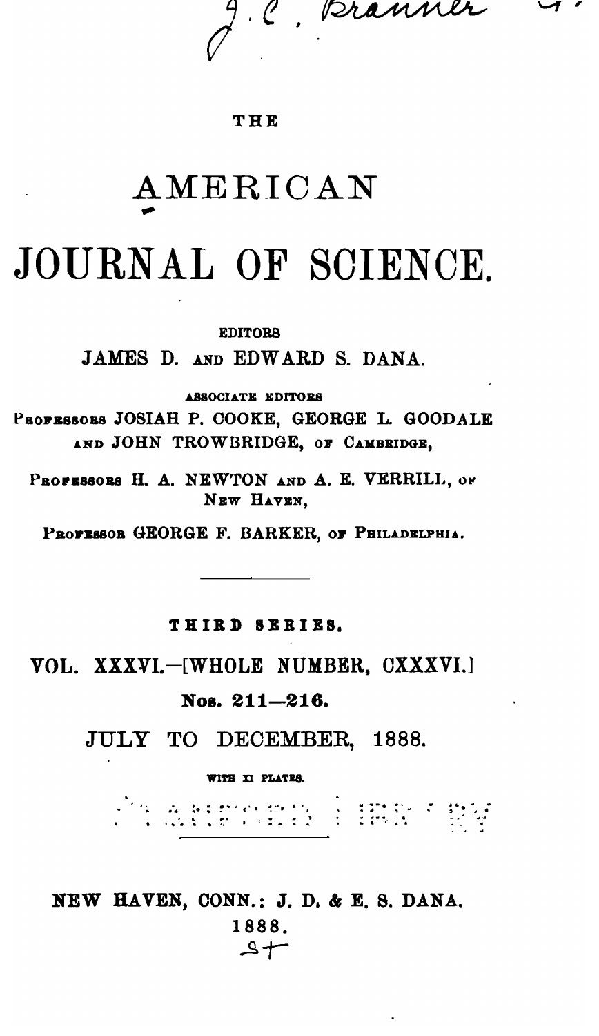J. C. Branner

THE

# AMERICAN

# JOURNAL OF SCIENCE.

EDITORS

JAMES D. AND EDWARD S. DANA.

ASSOCIATE EDITORS

PROFESSORS JOSIAH P. COOKE, GEORGE L. GOODALE AND JOHN TROWBRIDGE, OF CAMBRIDGE,

PROFESSORS H. A. NEWTON AND A. E. VERRILL, OF NEW HAVEN,

PROFESSOR GEORGE F. BARKER, OF PHILADELPHIA.

---

THIRD SERIES.

VOL. XXXVI.—[WHOLE NUMBER, CXXXVI.]

Nos. 211—216.

JULY TO DECEMBER, 1888.

WITH XI PLATES.

---

NEW HAVEN, CONN.: J. D. & E. S. DANA.

1888.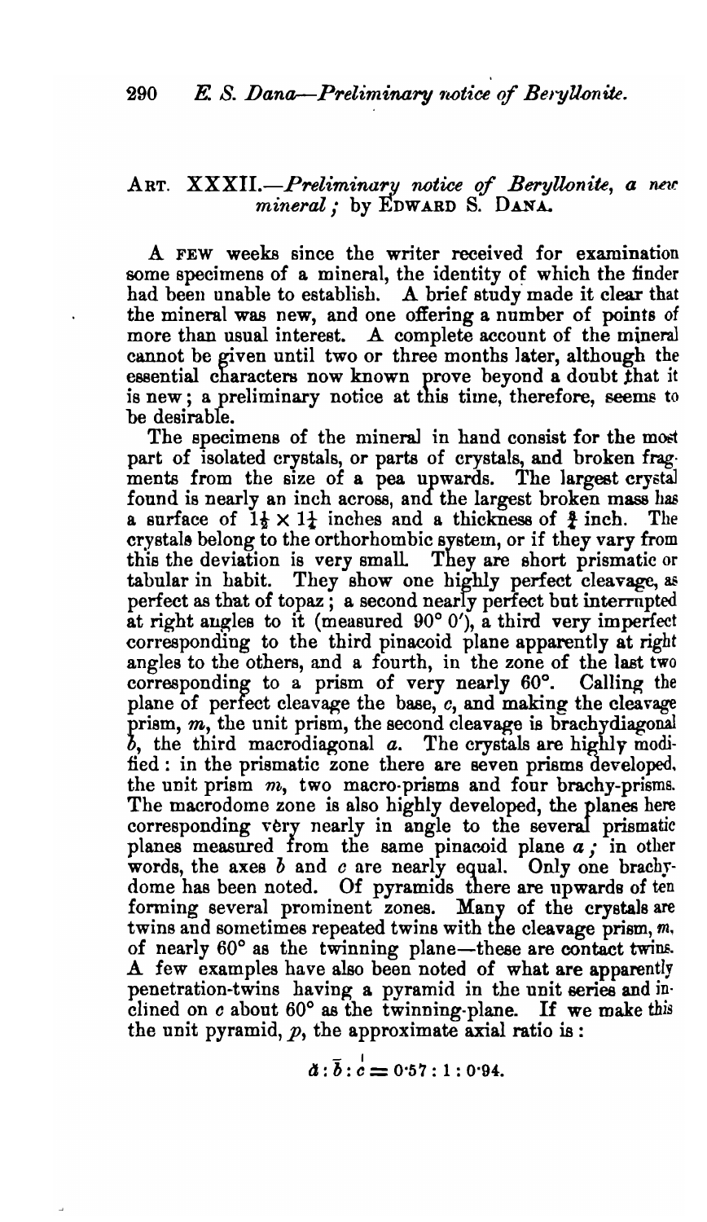## ART. XXXII.—*Preliminary notice of Beryllonite, a new mineral*; by EDWARD S. DANA.

A FEW weeks since the writer received for examination some specimens of a mineral, the identity of which the finder had been unable to establish. A brief study made it clear that the mineral was new, and one offering a number of points of more than usual interest. A complete account of the mineral cannot be given until two or three months later, although the essential characters now known prove beyond a doubt that it is new; a preliminary notice at this time, therefore, seems to be desirable.

The specimens of the mineral in hand consist for the most part of isolated crystals, or parts of crystals, and broken fragments from the size of a pea upwards. The largest crystal found is nearly an inch across, and the largest broken mass has a surface of $1\frac{1}{2} \times 1\frac{1}{4}$ inches and a thickness of $\frac{3}{4}$ inch. The crystals belong to the orthorhombic system, or if they vary from this the deviation is very small. They are short prismatic or tabular in habit. They show one highly perfect cleavage, as perfect as that of topaz; a second nearly perfect but interrupted at right angles to it (measured 90° 0′), a third very imperfect corresponding to the third pinacoid plane apparently at right angles to the others, and a fourth, in the zone of the last two corresponding to a prism of very nearly 60°. Calling the plane of perfect cleavage the base, *c*, and making the cleavage prism, *m*, the unit prism, the second cleavage is brachydiagonal *b*, the third macrodiagonal *a*. The crystals are highly modified: in the prismatic zone there are seven prisms developed, the unit prism *m*, two macro-prisms and four brachy-prisms. The macrodome zone is also highly developed, the planes here corresponding very nearly in angle to the several prismatic planes measured from the same pinacoid plane *a*; in other words, the axes *b* and *c* are nearly equal. Only one brachydome has been noted. Of pyramids there are upwards of ten forming several prominent zones. Many of the crystals are twins and sometimes repeated twins with the cleavage prism, *m*, of nearly 60° as the twinning plane—these are contact twins. A few examples have also been noted of what are apparently penetration-twins having a pyramid in the unit series and inclined on *c* about 60° as the twinning-plane. If we make this the unit pyramid, *p*, the approximate axial ratio is:

$$\breve{a} : \bar{b} : \dot{c} = 0{\cdot}57 : 1 : 0{\cdot}94.$$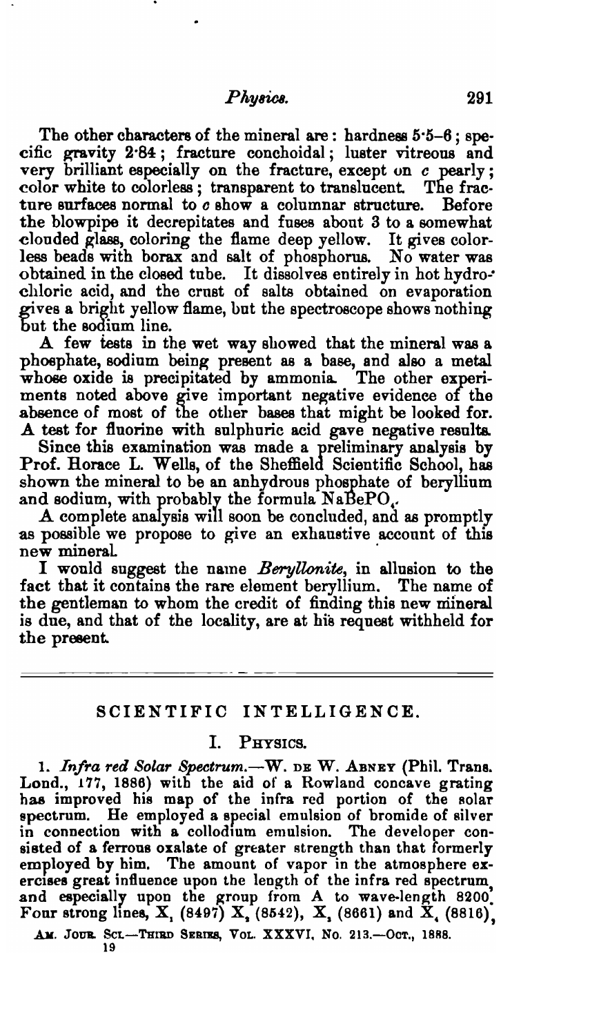The other characters of the mineral are: hardness 5·5–6; specific gravity 2·84; fracture conchoidal; luster vitreous and very brilliant especially on the fracture, except on *c* pearly; color white to colorless; transparent to translucent. The fracture surfaces normal to *c* show a columnar structure. Before the blowpipe it decrepitates and fuses about 3 to a somewhat clouded glass, coloring the flame deep yellow. It gives colorless beads with borax and salt of phosphorus. No water was obtained in the closed tube. It dissolves entirely in hot hydrochloric acid, and the crust of salts obtained on evaporation gives a bright yellow flame, but the spectroscope shows nothing but the sodium line.

A few tests in the wet way showed that the mineral was a phosphate, sodium being present as a base, and also a metal whose oxide is precipitated by ammonia. The other experiments noted above give important negative evidence of the absence of most of the other bases that might be looked for. A test for fluorine with sulphuric acid gave negative results.

Since this examination was made a preliminary analysis by Prof. Horace L. Wells, of the Sheffield Scientific School, has shown the mineral to be an anhydrous phosphate of beryllium and sodium, with probably the formula $NaBePO_4$.

A complete analysis will soon be concluded, and as promptly as possible we propose to give an exhaustive account of this new mineral.

I would suggest the name *Beryllonite*, in allusion to the fact that it contains the rare element beryllium. The name of the gentleman to whom the credit of finding this new mineral is due, and that of the locality, are at his request withheld for the present.

---

## SCIENTIFIC INTELLIGENCE.

### I. Physics.

1. *Infra red Solar Spectrum.*—W. de W. Abney (Phil. Trans. Lond., 177, 1886) with the aid of a Rowland concave grating has improved his map of the infra red portion of the solar spectrum. He employed a special emulsion of bromide of silver in connection with a collodium emulsion. The developer consisted of a ferrous oxalate of greater strength than that formerly employed by him. The amount of vapor in the atmosphere exercises great influence upon the length of the infra red spectrum, and especially upon the group from A to wave-length 8200. Four strong lines, $X_1$ (8497) $X_2$ (8542), $X_3$ (8661) and $X_4$ (8816),